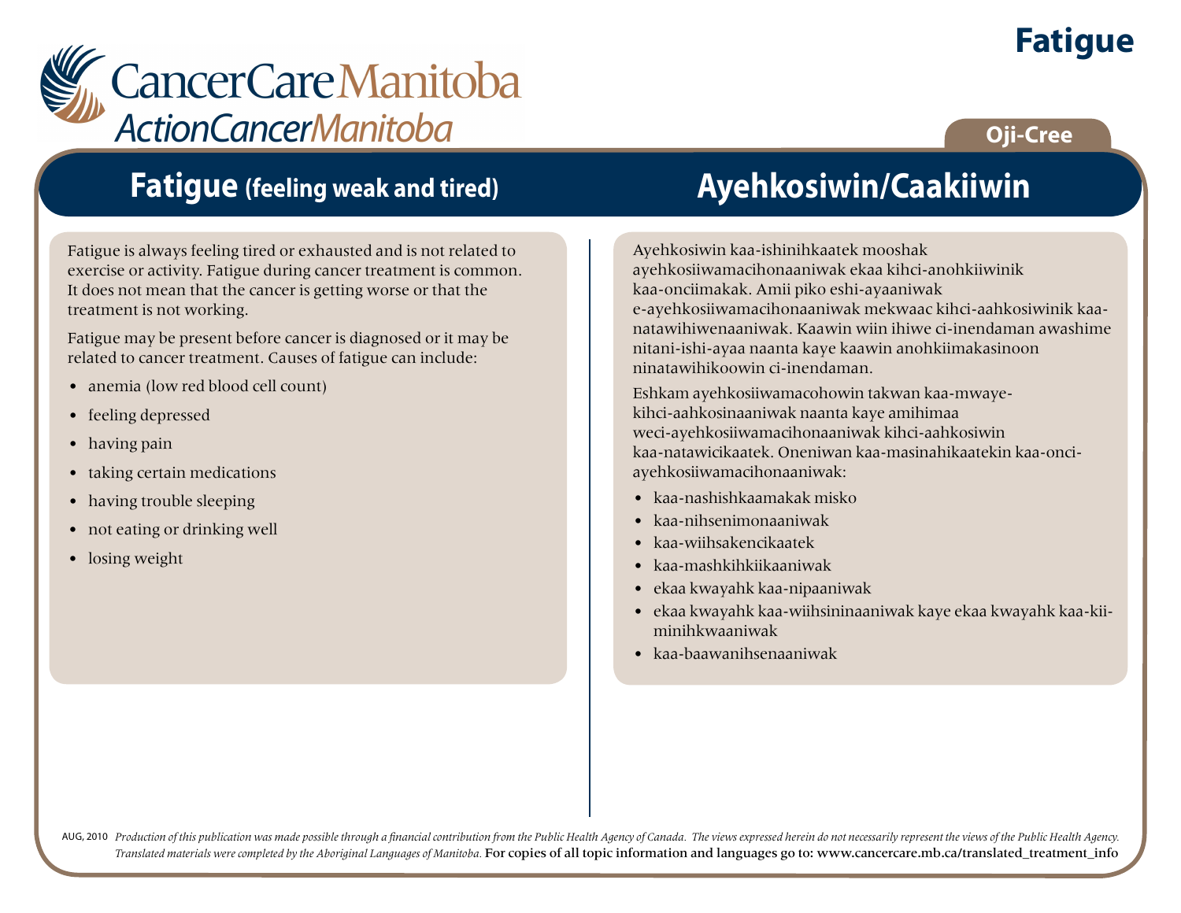# Fatigue

CancerCare Manitoba
ActionCancerManitoba

Oji-Cree

## Fatigue (feeling weak and tired)

Fatigue is always feeling tired or exhausted and is not related to exercise or activity. Fatigue during cancer treatment is common. It does not mean that the cancer is getting worse or that the treatment is not working.

Fatigue may be present before cancer is diagnosed or it may be related to cancer treatment. Causes of fatigue can include:

- anemia (low red blood cell count)
- feeling depressed
- having pain
- taking certain medications
- having trouble sleeping
- not eating or drinking well
- losing weight

## Ayehkosiwin/Caakiiwin

Ayehkosiwin kaa-ishinihkaatek mooshak ayehkosiiwamacihonaaniwak ekaa kihci-anohkiiwinik kaa-onciimakak. Amii piko eshi-ayaaniwak e-ayehkosiiwamacihonaaniwak mekwaac kihci-aahkosiwinik kaa-natawihiwenaaniwak. Kaawin wiin ihiwe ci-inendaman awashime nitani-ishi-ayaa naanta kaye kaawin anohkiimakasinoon ninatawihikoowin ci-inendaman.

Eshkam ayehkosiiwamacohowin takwan kaa-mwaye-kihci-aahkosinaaniwak naanta kaye amihimaa weci-ayehkosiiwamacihonaaniwak kihci-aahkosiwin kaa-natawicikaatek. Oneniwan kaa-masinahikaatekin kaa-onci-ayehkosiiwamacihonaaniwak:

- kaa-nashishkaamakak misko
- kaa-nihsenimonaaniwak
- kaa-wiihsakencikaatek
- kaa-mashkihkiikaaniwak
- ekaa kwayahk kaa-nipaaniwak
- ekaa kwayahk kaa-wiihsininaaniwak kaye ekaa kwayahk kaa-kii-minihkwaaniwak
- kaa-baawanihsenaaniwak

AUG, 2010 *Production of this publication was made possible through a financial contribution from the Public Health Agency of Canada. The views expressed herein do not necessarily represent the views of the Public Health Agency. Translated materials were completed by the Aboriginal Languages of Manitoba.* For copies of all topic information and languages go to: www.cancercare.mb.ca/translated_treatment_info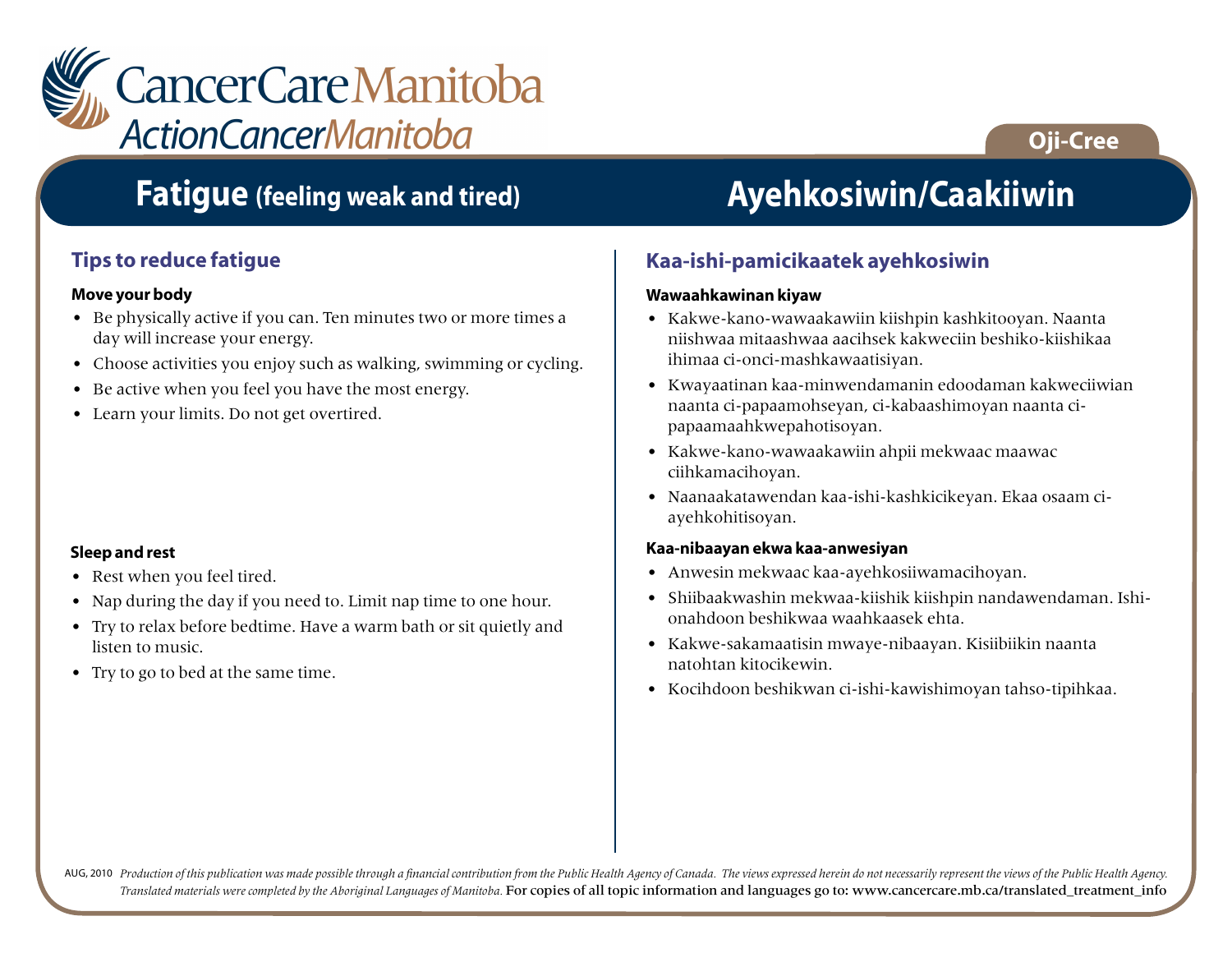CancerCare Manitoba
ActionCancerManitoba

Oji-Cree

# Fatigue (feeling weak and tired)

## Tips to reduce fatigue

### Move your body

- Be physically active if you can. Ten minutes two or more times a day will increase your energy.
- Choose activities you enjoy such as walking, swimming or cycling.
- Be active when you feel you have the most energy.
- Learn your limits. Do not get overtired.

### Sleep and rest

- Rest when you feel tired.
- Nap during the day if you need to. Limit nap time to one hour.
- Try to relax before bedtime. Have a warm bath or sit quietly and listen to music.
- Try to go to bed at the same time.

# Ayehkosiwin/Caakiiwin

## Kaa-ishi-pamicikaatek ayehkosiwin

### Wawaahkawinan kiyaw

- Kakwe-kano-wawaakawiin kiishpin kashkitooyan. Naanta niishwaa mitaashwaa aacihsek kakweciin beshiko-kiishikaa ihimaa ci-onci-mashkawaatisiyan.
- Kwayaatinan kaa-minwendamanin edoodaman kakweciiwian naanta ci-papaamohseyan, ci-kabaashimoyan naanta ci-papaamaahkwepahotisoyan.
- Kakwe-kano-wawaakawiin ahpii mekwaac maawac ciihkamacihoyan.
- Naanaakatawendan kaa-ishi-kashkicikeyan. Ekaa osaam ci-ayehkohitisoyan.

### Kaa-nibaayan ekwa kaa-anwesiyan

- Anwesin mekwaac kaa-ayehkosiiwamacihoyan.
- Shiibaakwashin mekwaa-kiishik kiishpin nandawendaman. Ishi-onahdoon beshikwaa waahkaasek ehta.
- Kakwe-sakamaatisin mwaye-nibaayan. Kisiibiikin naanta natohtan kitocikewin.
- Kocihdoon beshikwan ci-ishi-kawishimoyan tahso-tipihkaa.

AUG, 2010 *Production of this publication was made possible through a financial contribution from the Public Health Agency of Canada. The views expressed herein do not necessarily represent the views of the Public Health Agency. Translated materials were completed by the Aboriginal Languages of Manitoba.* For copies of all topic information and languages go to: www.cancercare.mb.ca/translated_treatment_info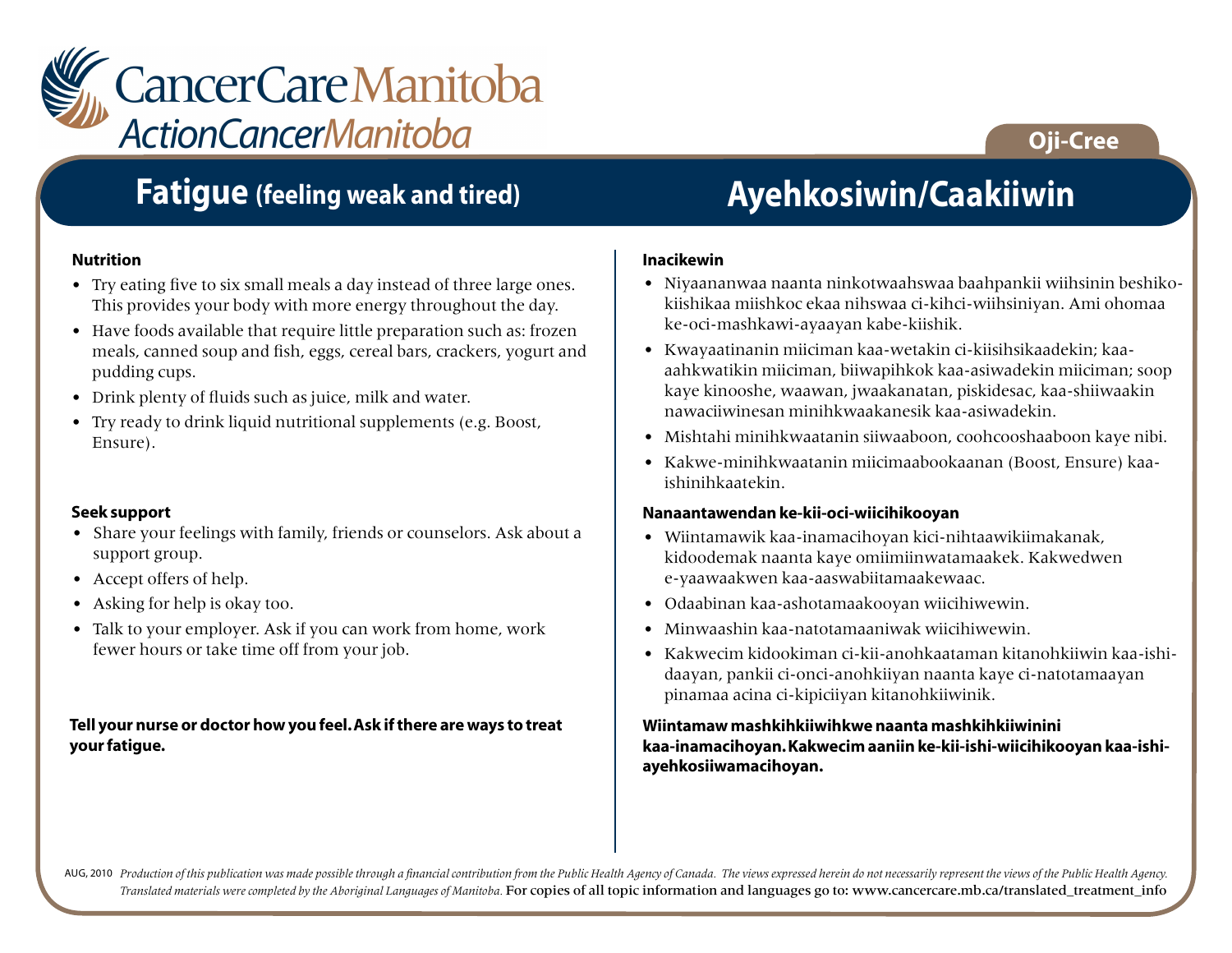CancerCare Manitoba
ActionCancerManitoba

Oji-Cree

# Fatigue (feeling weak and tired)

## Nutrition

- Try eating five to six small meals a day instead of three large ones. This provides your body with more energy throughout the day.
- Have foods available that require little preparation such as: frozen meals, canned soup and fish, eggs, cereal bars, crackers, yogurt and pudding cups.
- Drink plenty of fluids such as juice, milk and water.
- Try ready to drink liquid nutritional supplements (e.g. Boost, Ensure).

## Seek support

- Share your feelings with family, friends or counselors. Ask about a support group.
- Accept offers of help.
- Asking for help is okay too.
- Talk to your employer. Ask if you can work from home, work fewer hours or take time off from your job.

**Tell your nurse or doctor how you feel. Ask if there are ways to treat your fatigue.**

# Ayehkosiwin/Caakiiwin

## Inacikewin

- Niyaananwaa naanta ninkotwaahswaa baahpankii wiihsinin beshiko-kiishikaa miishkoc ekaa nihswaa ci-kihci-wiihsiniyan. Ami ohomaa ke-oci-mashkawi-ayaayan kabe-kiishik.
- Kwayaatinanin miiciman kaa-wetakin ci-kiisihsikaadekin; kaa-aahkwatikin miiciman, biiwapihkok kaa-asiwadekin miiciman; soop kaye kinooshe, waawan, jwaakanatan, piskidesac, kaa-shiiwaakin nawaciiwinesan minihkwaakanesik kaa-asiwadekin.
- Mishtahi minihkwaatanin siiwaaboon, coohcooshaaboon kaye nibi.
- Kakwe-minihkwaatanin miicimaabookaanan (Boost, Ensure) kaa-ishinihkaatekin.

## Nanaantawendan ke-kii-oci-wiicihikooyan

- Wiintamawik kaa-inamacihoyan kici-nihtaawikiimakanak, kidoodemak naanta kaye omiimiinwatamaakek. Kakwedwen e-yaawaakwen kaa-aaswabiitamaakewaac.
- Odaabinan kaa-ashotamaakooyan wiicihiwewin.
- Minwaashin kaa-natotamaaniwak wiicihiwewin.
- Kakwecim kidookiman ci-kii-anohkaataman kitanohkiiwin kaa-ishi-daayan, pankii ci-onci-anohkiiyan naanta kaye ci-natotamaayan pinamaa acina ci-kipiciiyan kitanohkiiwinik.

**Wiintamaw mashkihkiiwihkwe naanta mashkihkiiwinini kaa-inamacihoyan. Kakwecim aaniin ke-kii-ishi-wiicihikooyan kaa-ishi-ayehkosiiwamacihoyan.**

AUG, 2010 *Production of this publication was made possible through a financial contribution from the Public Health Agency of Canada. The views expressed herein do not necessarily represent the views of the Public Health Agency. Translated materials were completed by the Aboriginal Languages of Manitoba.* For copies of all topic information and languages go to: www.cancercare.mb.ca/translated_treatment_info